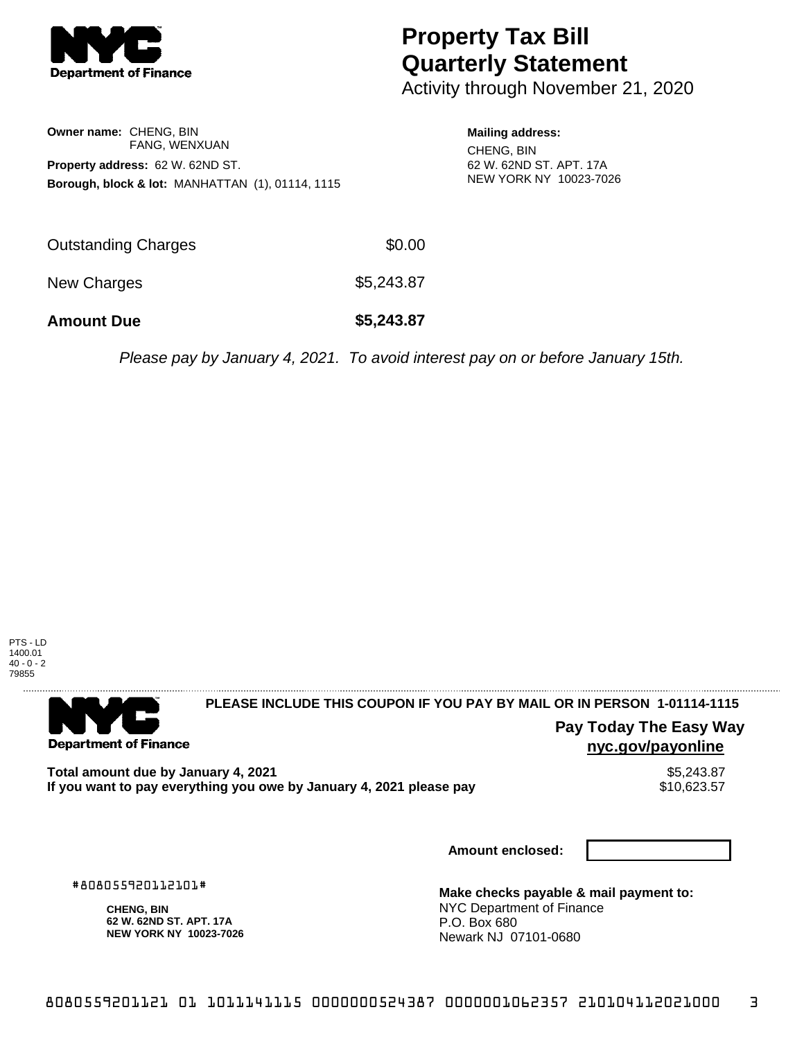# Property Tax Bill Quarterly Statement

Activity through November 21, 2020

**Owner name:** CHENG, BIN
FANG, WENXUAN

**Property address:** 62 W. 62ND ST.

**Borough, block & lot:** MANHATTAN (1), 01114, 1115

**Mailing address:**
CHENG, BIN
62 W. 62ND ST. APT. 17A
NEW YORK NY 10023-7026

| | |
|---|---|
| Outstanding Charges | $0.00 |
| New Charges | $5,243.87 |
| **Amount Due** | **$5,243.87** |

*Please pay by January 4, 2021. To avoid interest pay on or before January 15th.*

PTS - LD
1400.01
40 - 0 - 2
79855

**PLEASE INCLUDE THIS COUPON IF YOU PAY BY MAIL OR IN PERSON 1-01114-1115**

**Pay Today The Easy Way**
**nyc.gov/payonline**

| | |
|---|---|
| **Total amount due by January 4, 2021** | $5,243.87 |
| **If you want to pay everything you owe by January 4, 2021 please pay** | $10,623.57 |

**Amount enclosed:**

#808055920112101#

**CHENG, BIN**
**62 W. 62ND ST. APT. 17A**
**NEW YORK NY 10023-7026**

**Make checks payable & mail payment to:**
NYC Department of Finance
P.O. Box 680
Newark NJ 07101-0680

8080559201121 01 1011141115 0000000524387 0000001062357 210104112021000 3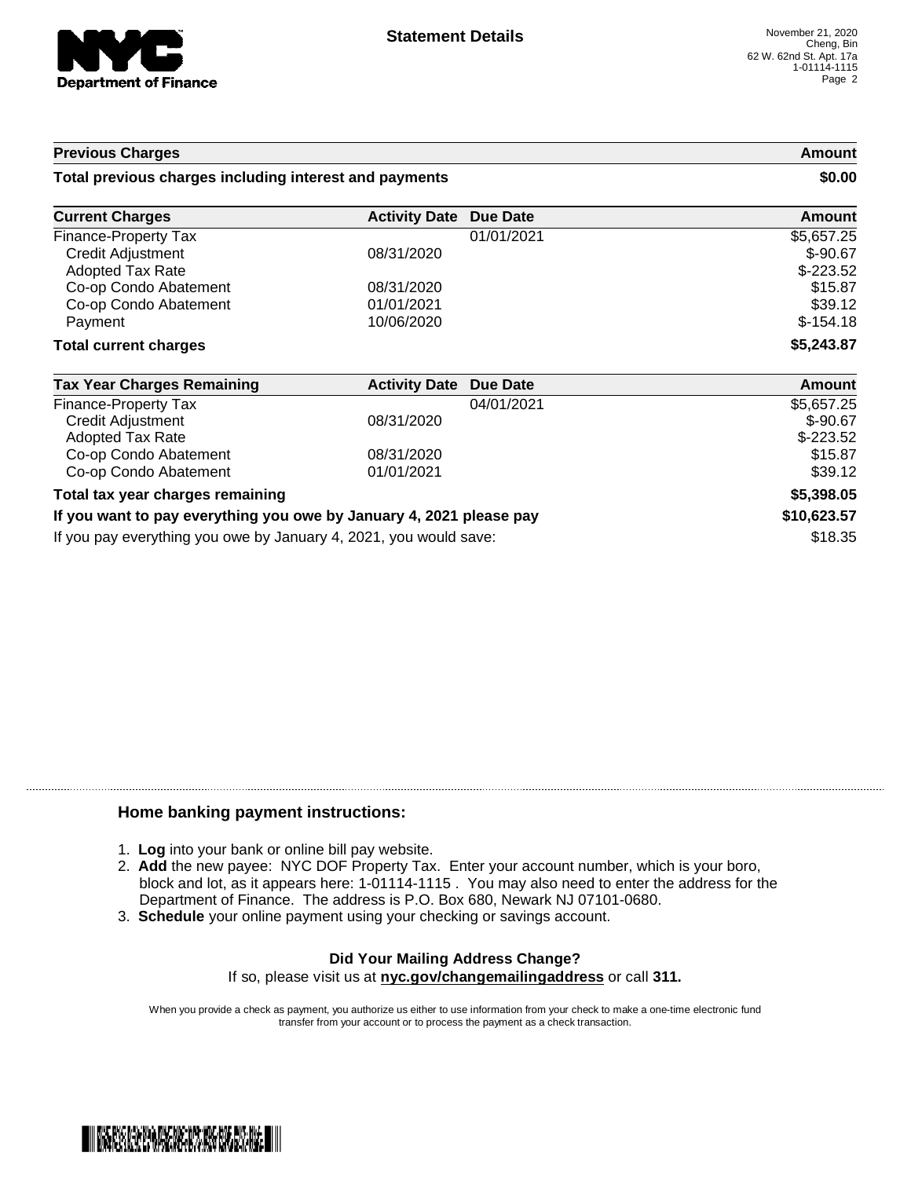**Statement Details**

November 21, 2020
Cheng, Bin
62 W. 62nd St. Apt. 17a
1-01114-1115

| Previous Charges | | | Amount |
|---|---|---|---|
| **Total previous charges including interest and payments** | | | **$0.00** |

| Current Charges | Activity Date | Due Date | Amount |
|---|---|---|---|
| Finance-Property Tax | | 01/01/2021 | $5,657.25 |
| Credit Adjustment | 08/31/2020 | | $-90.67 |
| Adopted Tax Rate | | | $-223.52 |
| Co-op Condo Abatement | 08/31/2020 | | $15.87 |
| Co-op Condo Abatement | 01/01/2021 | | $39.12 |
| Payment | 10/06/2020 | | $-154.18 |
| **Total current charges** | | | **$5,243.87** |

| Tax Year Charges Remaining | Activity Date | Due Date | Amount |
|---|---|---|---|
| Finance-Property Tax | | 04/01/2021 | $5,657.25 |
| Credit Adjustment | 08/31/2020 | | $-90.67 |
| Adopted Tax Rate | | | $-223.52 |
| Co-op Condo Abatement | 08/31/2020 | | $15.87 |
| Co-op Condo Abatement | 01/01/2021 | | $39.12 |
| **Total tax year charges remaining** | | | **$5,398.05** |
| **If you want to pay everything you owe by January 4, 2021 please pay** | | | **$10,623.57** |
| If you pay everything you owe by January 4, 2021, you would save: | | | $18.35 |

### Home banking payment instructions:

1. **Log** into your bank or online bill pay website.
2. **Add** the new payee: NYC DOF Property Tax. Enter your account number, which is your boro, block and lot, as it appears here: 1-01114-1115 . You may also need to enter the address for the Department of Finance. The address is P.O. Box 680, Newark NJ 07101-0680.
3. **Schedule** your online payment using your checking or savings account.

**Did Your Mailing Address Change?**

If so, please visit us at **nyc.gov/changemailingaddress** or call **311.**

When you provide a check as payment, you authorize us either to use information from your check to make a one-time electronic fund transfer from your account or to process the payment as a check transaction.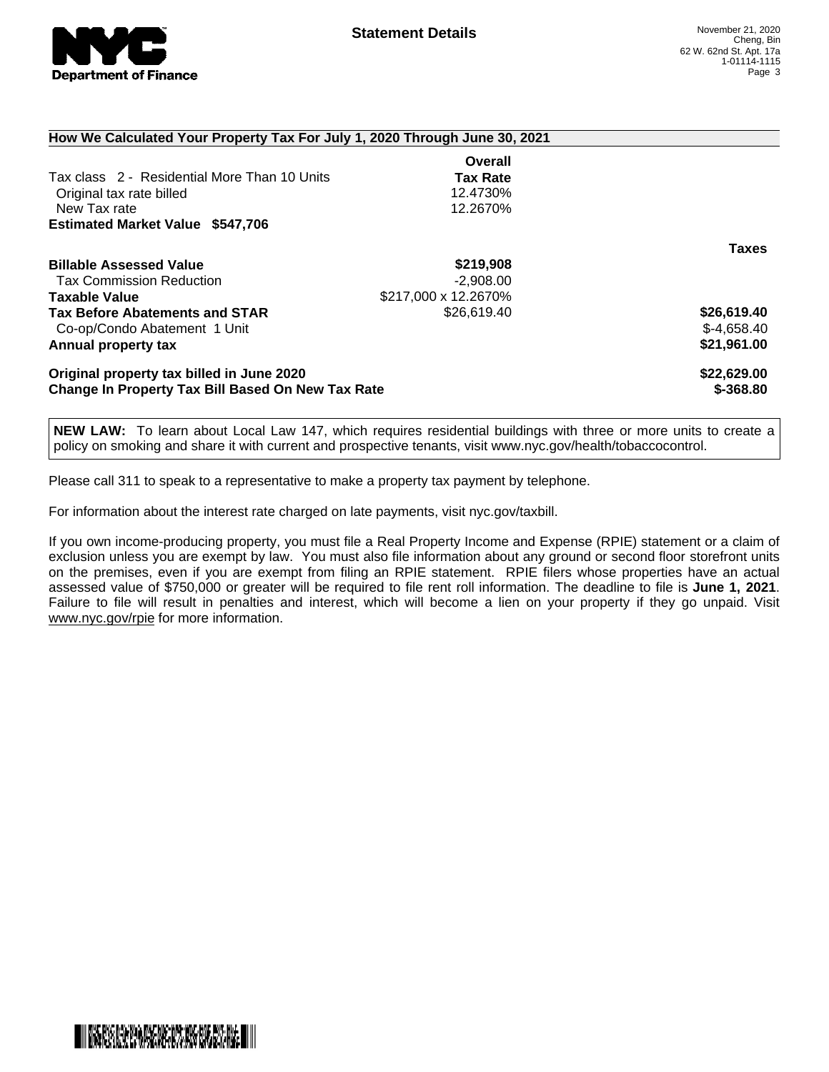## Statement Details

November 21, 2020
Cheng, Bin
62 W. 62nd St. Apt. 17a
1-01114-1115

### How We Calculated Your Property Tax For July 1, 2020 Through June 30, 2021

| | Overall Tax Rate | |
|---|---|---|
| Tax class 2 - Residential More Than 10 Units | | |
| Original tax rate billed | 12.4730% | |
| New Tax rate | 12.2670% | |
| **Estimated Market Value $547,706** | | |
| | | **Taxes** |
| **Billable Assessed Value** | **$219,908** | |
| Tax Commission Reduction | -2,908.00 | |
| **Taxable Value** | $217,000 x 12.2670% | |
| **Tax Before Abatements and STAR** | $26,619.40 | **$26,619.40** |
| Co-op/Condo Abatement 1 Unit | | $-4,658.40 |
| **Annual property tax** | | **$21,961.00** |
| **Original property tax billed in June 2020** | | **$22,629.00** |
| **Change In Property Tax Bill Based On New Tax Rate** | | **$-368.80** |

**NEW LAW:** To learn about Local Law 147, which requires residential buildings with three or more units to create a policy on smoking and share it with current and prospective tenants, visit www.nyc.gov/health/tobaccocontrol.

Please call 311 to speak to a representative to make a property tax payment by telephone.

For information about the interest rate charged on late payments, visit nyc.gov/taxbill.

If you own income-producing property, you must file a Real Property Income and Expense (RPIE) statement or a claim of exclusion unless you are exempt by law. You must also file information about any ground or second floor storefront units on the premises, even if you are exempt from filing an RPIE statement. RPIE filers whose properties have an actual assessed value of $750,000 or greater will be required to file rent roll information. The deadline to file is **June 1, 2021**. Failure to file will result in penalties and interest, which will become a lien on your property if they go unpaid. Visit www.nyc.gov/rpie for more information.